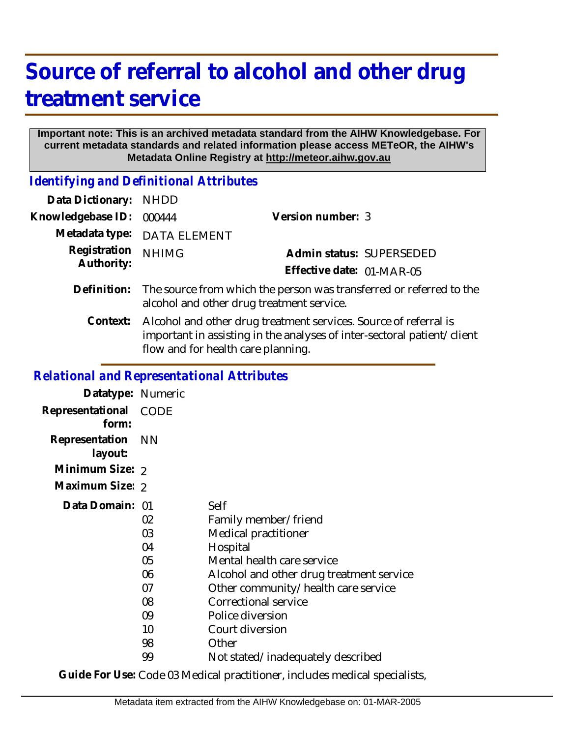# Source of referral to alcohol and other drug treatment service

**Important note: This is an archived metadata standard from the AIHW Knowledgebase. For current metadata standards and related information please access METeOR, the AIHW's Metadata Online Registry at http://meteor.aihw.gov.au**

## *Identifying and Definitional Attributes*

**Data Dictionary:** NHDD

**Knowledgebase ID:** 000444

**Version number:** 3

**Metadata type:** DATA ELEMENT

**Registration Authority:** NHIMG

**Admin status:** SUPERSEDED

**Effective date:** 01-MAR-05

**Definition:** The source from which the person was transferred or referred to the alcohol and other drug treatment service.

**Context:** Alcohol and other drug treatment services. Source of referral is important in assisting in the analyses of inter-sectoral patient/client flow and for health care planning.

## *Relational and Representational Attributes*

**Datatype:** Numeric

**Representational form:** CODE

**Representation layout:** NN

**Minimum Size:** 2

**Maximum Size:** 2

**Data Domain:**

| Code | Description |
|---|---|
| 01 | Self |
| 02 | Family member/friend |
| 03 | Medical practitioner |
| 04 | Hospital |
| 05 | Mental health care service |
| 06 | Alcohol and other drug treatment service |
| 07 | Other community/health care service |
| 08 | Correctional service |
| 09 | Police diversion |
| 10 | Court diversion |
| 98 | Other |
| 99 | Not stated/inadequately described |

**Guide For Use:** Code 03 Medical practitioner, includes medical specialists,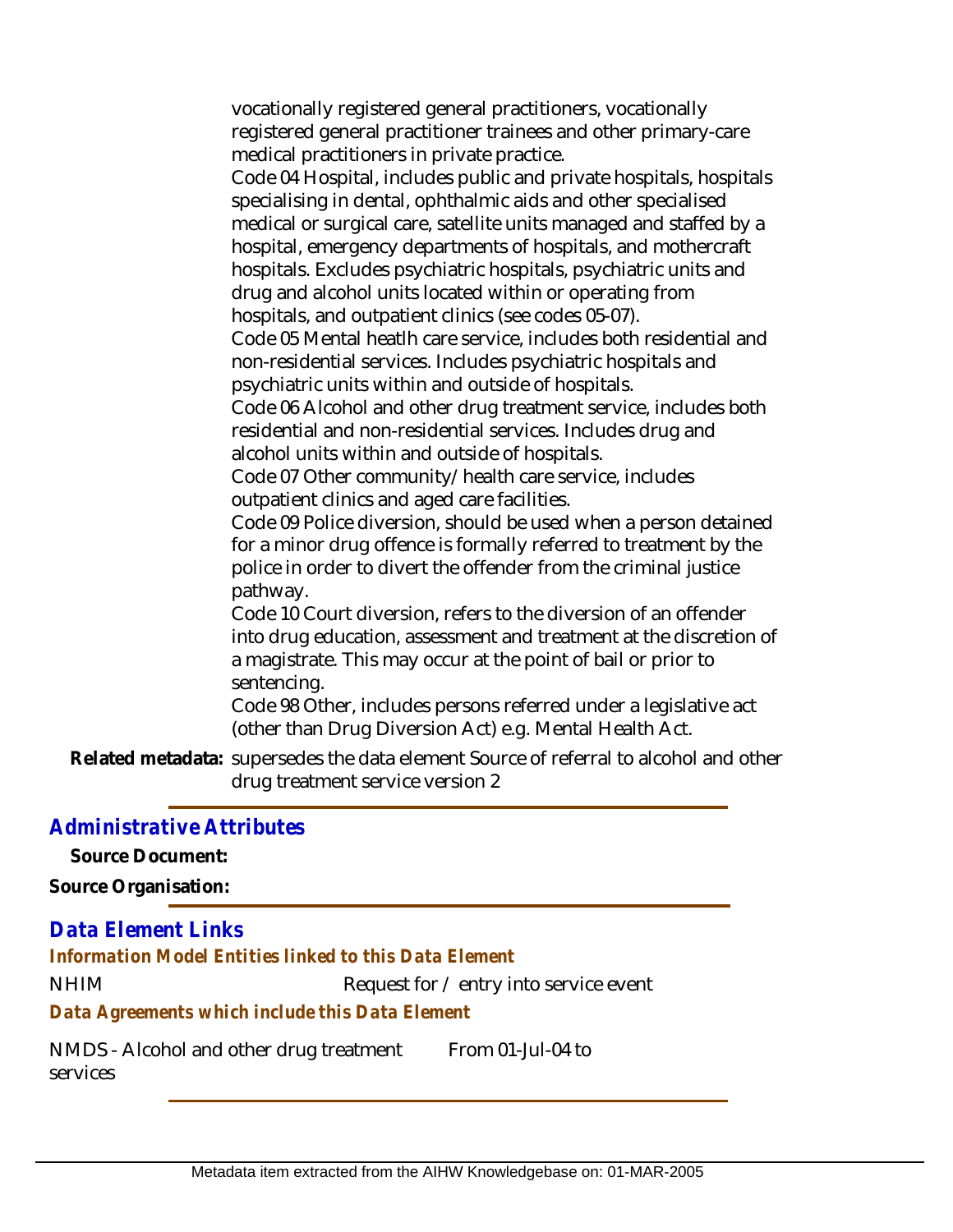vocationally registered general practitioners, vocationally registered general practitioner trainees and other primary-care medical practitioners in private practice.

Code 04 Hospital, includes public and private hospitals, hospitals specialising in dental, ophthalmic aids and other specialised medical or surgical care, satellite units managed and staffed by a hospital, emergency departments of hospitals, and mothercraft hospitals. Excludes psychiatric hospitals, psychiatric units and drug and alcohol units located within or operating from hospitals, and outpatient clinics (see codes 05-07).

Code 05 Mental heatlh care service, includes both residential and non-residential services. Includes psychiatric hospitals and psychiatric units within and outside of hospitals.

Code 06 Alcohol and other drug treatment service, includes both residential and non-residential services. Includes drug and alcohol units within and outside of hospitals.

Code 07 Other community/health care service, includes outpatient clinics and aged care facilities.

Code 09 Police diversion, should be used when a person detained for a minor drug offence is formally referred to treatment by the police in order to divert the offender from the criminal justice pathway.

Code 10 Court diversion, refers to the diversion of an offender into drug education, assessment and treatment at the discretion of a magistrate. This may occur at the point of bail or prior to sentencing.

Code 98 Other, includes persons referred under a legislative act (other than Drug Diversion Act) e.g. Mental Health Act.

**Related metadata:** supersedes the data element Source of referral to alcohol and other drug treatment service version 2

## Administrative Attributes

**Source Document:**

**Source Organisation:**

## Data Element Links

### Information Model Entities linked to this Data Element

| | |
|---|---|
| NHIM | Request for / entry into service event |

### Data Agreements which include this Data Element

| | |
|---|---|
| NMDS - Alcohol and other drug treatment services | From 01-Jul-04 to |

Metadata item extracted from the AIHW Knowledgebase on: 01-MAR-2005